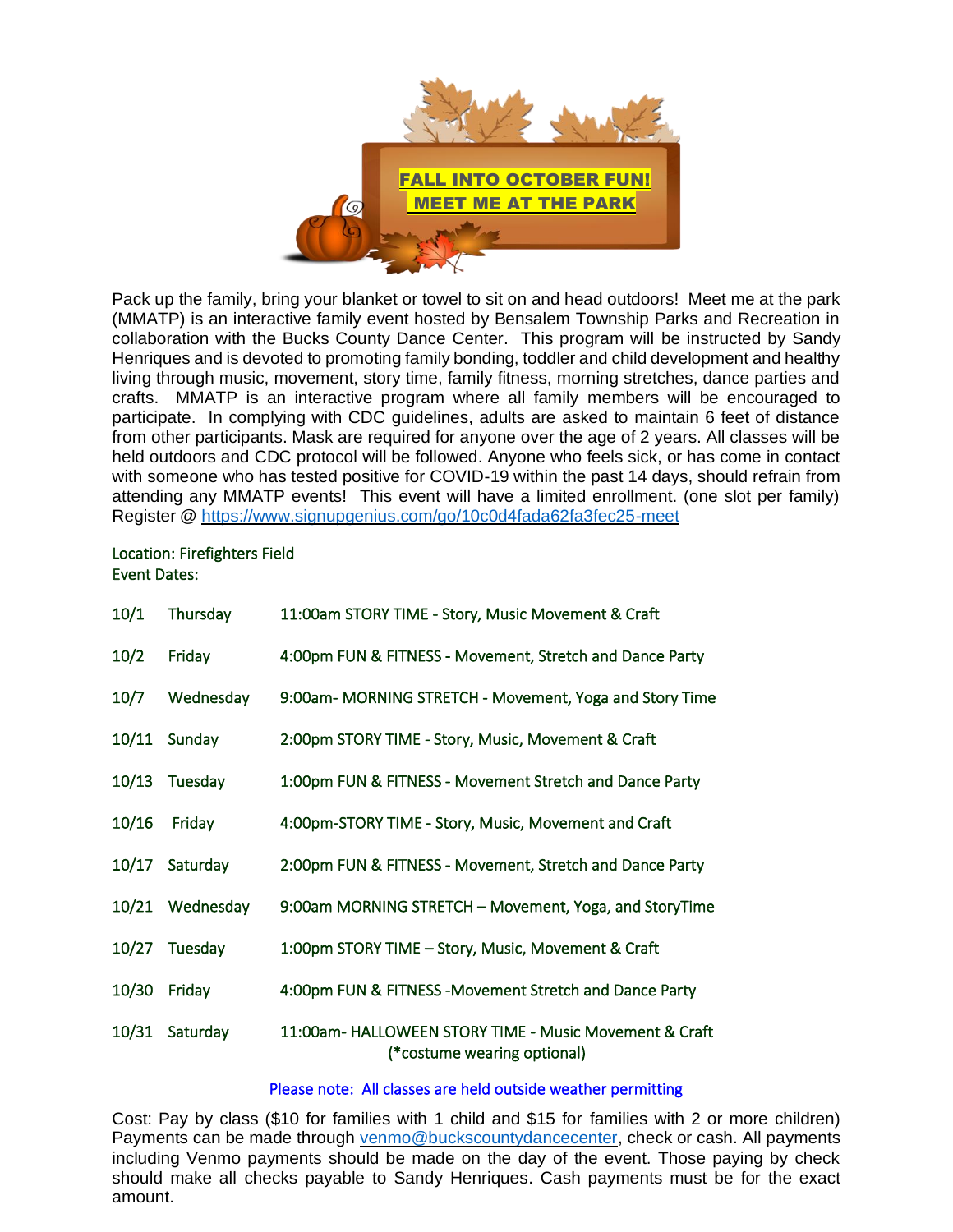# FALL INTO OCTOBER FUN!
# MEET ME AT THE PARK

Pack up the family, bring your blanket or towel to sit on and head outdoors! Meet me at the park (MMATP) is an interactive family event hosted by Bensalem Township Parks and Recreation in collaboration with the Bucks County Dance Center. This program will be instructed by Sandy Henriques and is devoted to promoting family bonding, toddler and child development and healthy living through music, movement, story time, family fitness, morning stretches, dance parties and crafts. MMATP is an interactive program where all family members will be encouraged to participate. In complying with CDC guidelines, adults are asked to maintain 6 feet of distance from other participants. Mask are required for anyone over the age of 2 years. All classes will be held outdoors and CDC protocol will be followed. Anyone who feels sick, or has come in contact with someone who has tested positive for COVID-19 within the past 14 days, should refrain from attending any MMATP events! This event will have a limited enrollment. (one slot per family) Register @ https://www.signupgenius.com/go/10c0d4fada62fa3fec25-meet

Location: Firefighters Field
Event Dates:

| | | |
|---|---|---|
| 10/1 | Thursday | 11:00am STORY TIME - Story, Music Movement & Craft |
| 10/2 | Friday | 4:00pm FUN & FITNESS - Movement, Stretch and Dance Party |
| 10/7 | Wednesday | 9:00am- MORNING STRETCH - Movement, Yoga and Story Time |
| 10/11 | Sunday | 2:00pm STORY TIME - Story, Music, Movement & Craft |
| 10/13 | Tuesday | 1:00pm FUN & FITNESS - Movement Stretch and Dance Party |
| 10/16 | Friday | 4:00pm-STORY TIME - Story, Music, Movement and Craft |
| 10/17 | Saturday | 2:00pm FUN & FITNESS - Movement, Stretch and Dance Party |
| 10/21 | Wednesday | 9:00am MORNING STRETCH – Movement, Yoga, and StoryTime |
| 10/27 | Tuesday | 1:00pm STORY TIME – Story, Music, Movement & Craft |
| 10/30 | Friday | 4:00pm FUN & FITNESS -Movement Stretch and Dance Party |
| 10/31 | Saturday | 11:00am- HALLOWEEN STORY TIME - Music Movement & Craft (*costume wearing optional) |

Please note: All classes are held outside weather permitting

Cost: Pay by class ($10 for families with 1 child and $15 for families with 2 or more children) Payments can be made through venmo@buckscountydancecenter, check or cash. All payments including Venmo payments should be made on the day of the event. Those paying by check should make all checks payable to Sandy Henriques. Cash payments must be for the exact amount.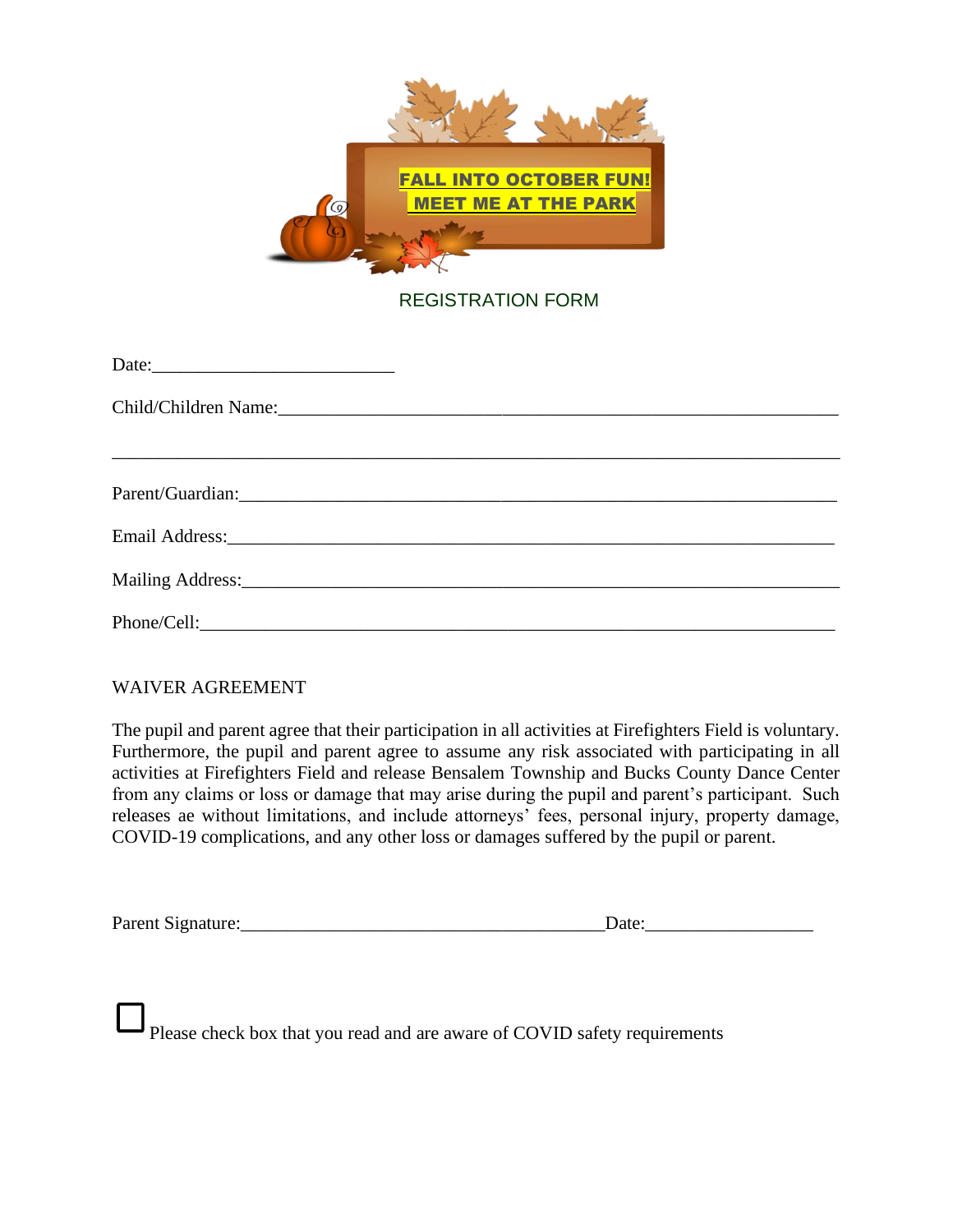**FALL INTO OCTOBER FUN!**
**MEET ME AT THE PARK**

REGISTRATION FORM

Date:___________________________

Child/Children Name:_______________________________________________________________

_________________________________________________________________________________

Parent/Guardian:___________________________________________________________________

Email Address:_____________________________________________________________________

Mailing Address:___________________________________________________________________

Phone/Cell:_______________________________________________________________________

WAIVER AGREEMENT

The pupil and parent agree that their participation in all activities at Firefighters Field is voluntary. Furthermore, the pupil and parent agree to assume any risk associated with participating in all activities at Firefighters Field and release Bensalem Township and Bucks County Dance Center from any claims or loss or damage that may arise during the pupil and parent's participant. Such releases ae without limitations, and include attorneys' fees, personal injury, property damage, COVID-19 complications, and any other loss or damages suffered by the pupil or parent.

Parent Signature:________________________________________Date:__________________

☐ Please check box that you read and are aware of COVID safety requirements